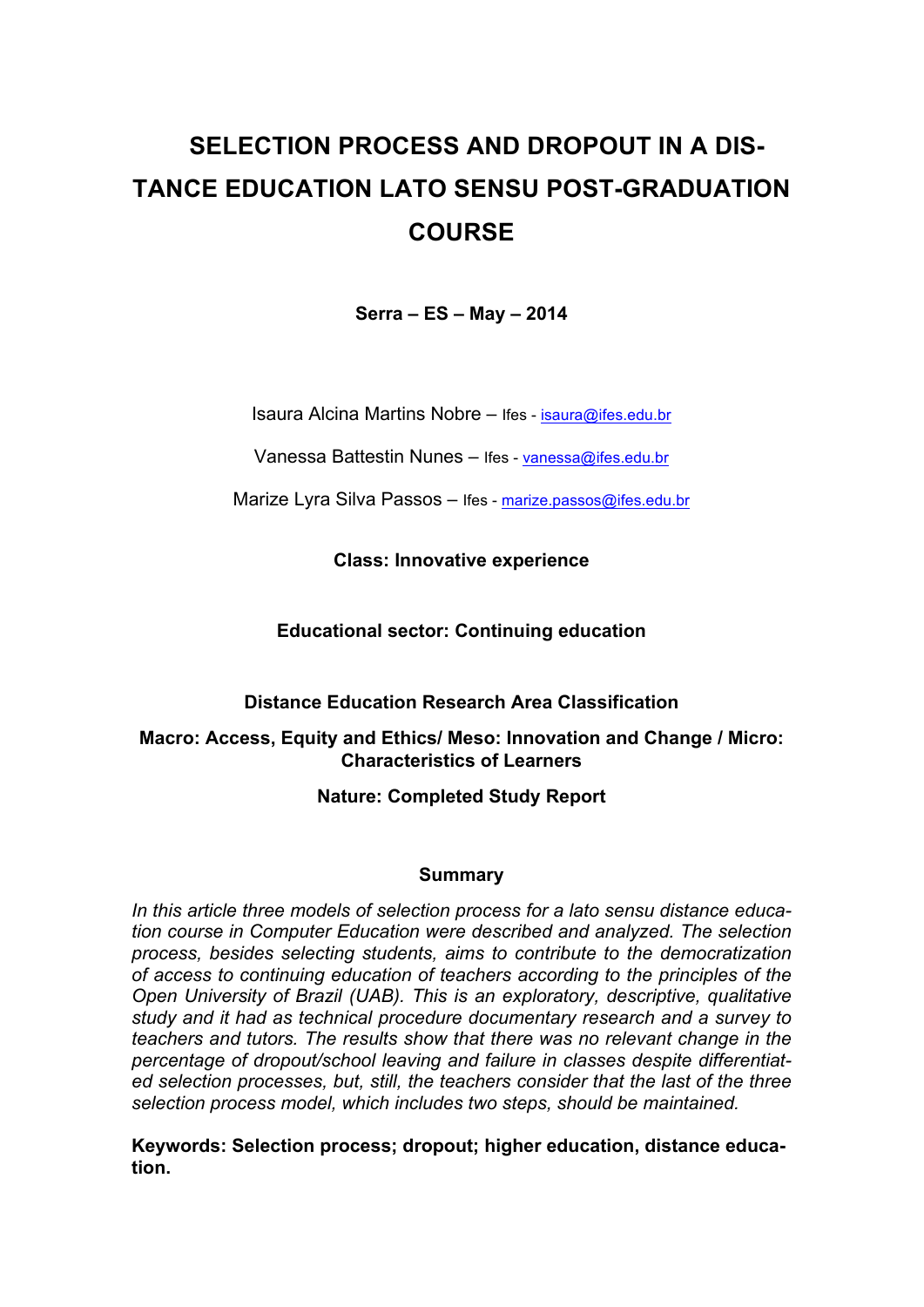# SELECTION PROCESS AND DROPOUT IN A DISTANCE EDUCATION LATO SENSU POST-GRADUATION COURSE

**Serra – ES – May – 2014**

Isaura Alcina Martins Nobre – Ifes - isaura@ifes.edu.br

Vanessa Battestin Nunes – Ifes - vanessa@ifes.edu.br

Marize Lyra Silva Passos – Ifes - marize.passos@ifes.edu.br

**Class: Innovative experience**

**Educational sector: Continuing education**

**Distance Education Research Area Classification**

**Macro: Access, Equity and Ethics/ Meso: Innovation and Change / Micro: Characteristics of Learners**

**Nature: Completed Study Report**

## Summary

*In this article three models of selection process for a lato sensu distance education course in Computer Education were described and analyzed. The selection process, besides selecting students, aims to contribute to the democratization of access to continuing education of teachers according to the principles of the Open University of Brazil (UAB). This is an exploratory, descriptive, qualitative study and it had as technical procedure documentary research and a survey to teachers and tutors. The results show that there was no relevant change in the percentage of dropout/school leaving and failure in classes despite differentiated selection processes, but, still, the teachers consider that the last of the three selection process model, which includes two steps, should be maintained.*

**Keywords: Selection process; dropout; higher education, distance education.**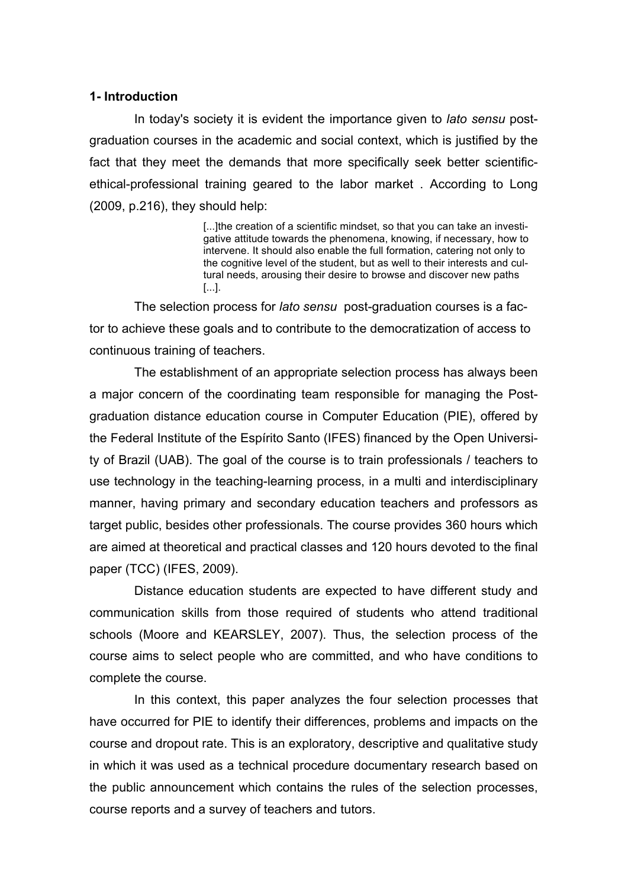## 1- Introduction

In today's society it is evident the importance given to *lato sensu* post-graduation courses in the academic and social context, which is justified by the fact that they meet the demands that more specifically seek better scientific-ethical-professional training geared to the labor market . According to Long (2009, p.216), they should help:

> [...]the creation of a scientific mindset, so that you can take an investigative attitude towards the phenomena, knowing, if necessary, how to intervene. It should also enable the full formation, catering not only to the cognitive level of the student, but as well to their interests and cultural needs, arousing their desire to browse and discover new paths [...].

The selection process for *lato sensu* post-graduation courses is a factor to achieve these goals and to contribute to the democratization of access to continuous training of teachers.

The establishment of an appropriate selection process has always been a major concern of the coordinating team responsible for managing the Post-graduation distance education course in Computer Education (PIE), offered by the Federal Institute of the Espírito Santo (IFES) financed by the Open University of Brazil (UAB). The goal of the course is to train professionals / teachers to use technology in the teaching-learning process, in a multi and interdisciplinary manner, having primary and secondary education teachers and professors as target public, besides other professionals. The course provides 360 hours which are aimed at theoretical and practical classes and 120 hours devoted to the final paper (TCC) (IFES, 2009).

Distance education students are expected to have different study and communication skills from those required of students who attend traditional schools (Moore and KEARSLEY, 2007). Thus, the selection process of the course aims to select people who are committed, and who have conditions to complete the course.

In this context, this paper analyzes the four selection processes that have occurred for PIE to identify their differences, problems and impacts on the course and dropout rate. This is an exploratory, descriptive and qualitative study in which it was used as a technical procedure documentary research based on the public announcement which contains the rules of the selection processes, course reports and a survey of teachers and tutors.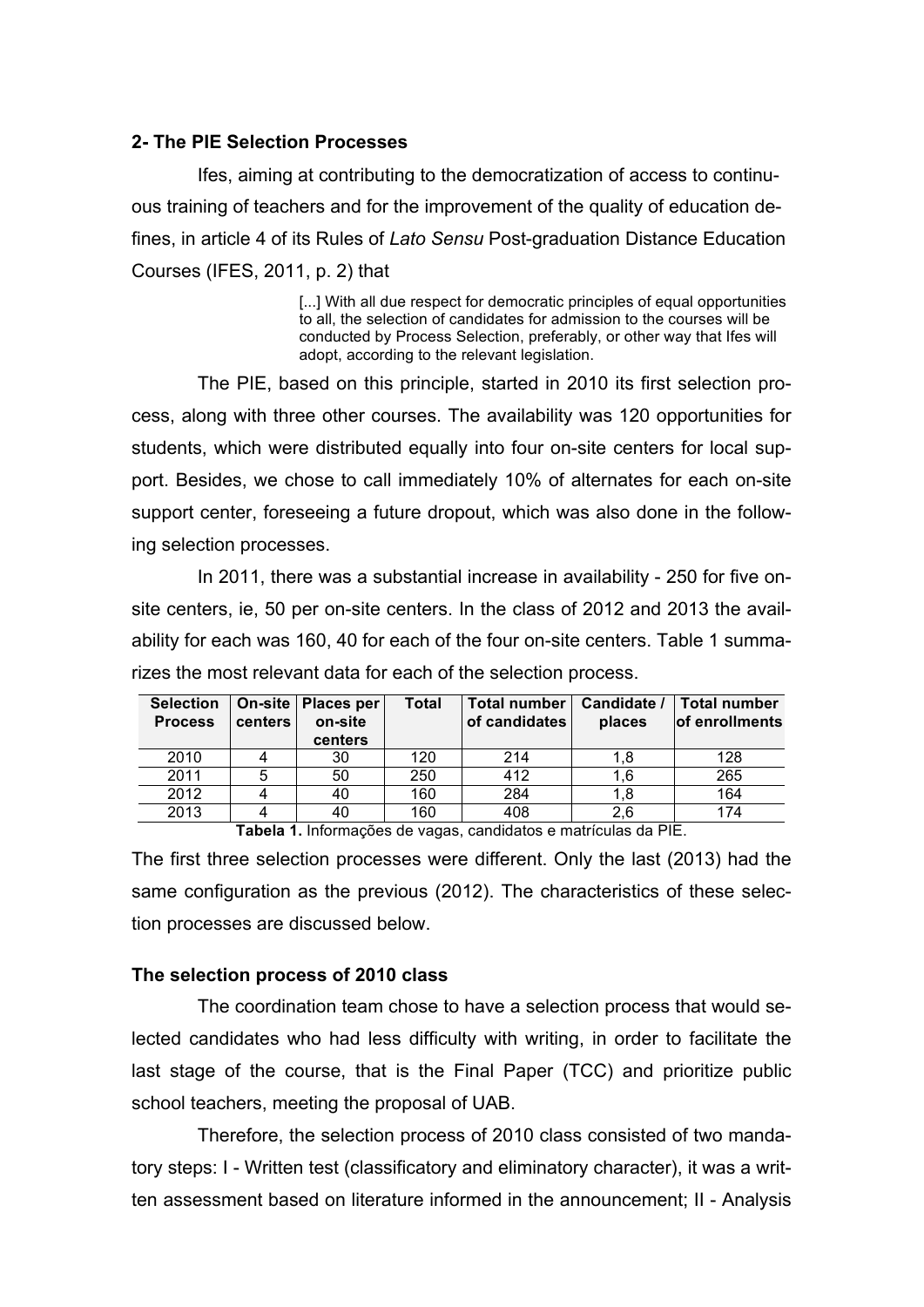## 2- The PIE Selection Processes

Ifes, aiming at contributing to the democratization of access to continuous training of teachers and for the improvement of the quality of education defines, in article 4 of its Rules of *Lato Sensu* Post-graduation Distance Education Courses (IFES, 2011, p. 2) that

> [...] With all due respect for democratic principles of equal opportunities to all, the selection of candidates for admission to the courses will be conducted by Process Selection, preferably, or other way that Ifes will adopt, according to the relevant legislation.

The PIE, based on this principle, started in 2010 its first selection process, along with three other courses. The availability was 120 opportunities for students, which were distributed equally into four on-site centers for local support. Besides, we chose to call immediately 10% of alternates for each on-site support center, foreseeing a future dropout, which was also done in the following selection processes.

In 2011, there was a substantial increase in availability - 250 for five on-site centers, ie, 50 per on-site centers. In the class of 2012 and 2013 the availability for each was 160, 40 for each of the four on-site centers. Table 1 summarizes the most relevant data for each of the selection process.

| Selection Process | On-site centers | Places per on-site centers | Total | Total number of candidates | Candidate / places | Total number of enrollments |
|---|---|---|---|---|---|---|
| 2010 | 4 | 30 | 120 | 214 | 1,8 | 128 |
| 2011 | 5 | 50 | 250 | 412 | 1,6 | 265 |
| 2012 | 4 | 40 | 160 | 284 | 1,8 | 164 |
| 2013 | 4 | 40 | 160 | 408 | 2,6 | 174 |

**Tabela 1.** Informações de vagas, candidatos e matrículas da PIE.

The first three selection processes were different. Only the last (2013) had the same configuration as the previous (2012). The characteristics of these selection processes are discussed below.

### The selection process of 2010 class

The coordination team chose to have a selection process that would selected candidates who had less difficulty with writing, in order to facilitate the last stage of the course, that is the Final Paper (TCC) and prioritize public school teachers, meeting the proposal of UAB.

Therefore, the selection process of 2010 class consisted of two mandatory steps: I - Written test (classificatory and eliminatory character), it was a written assessment based on literature informed in the announcement; II - Analysis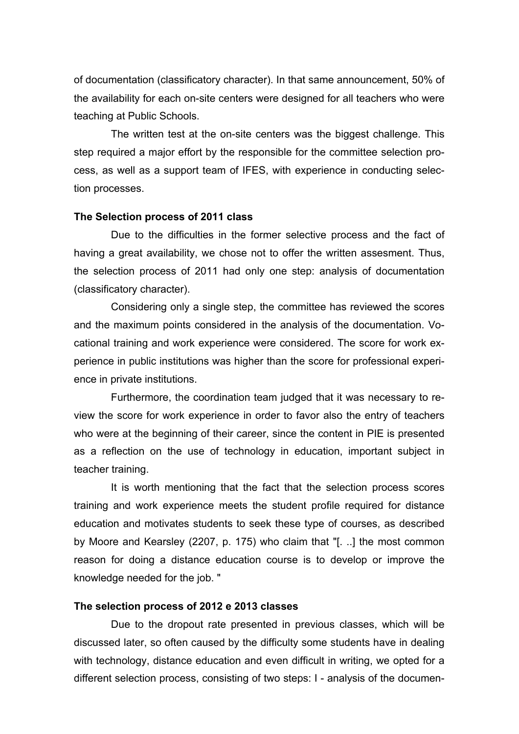of documentation (classificatory character). In that same announcement, 50% of the availability for each on-site centers were designed for all teachers who were teaching at Public Schools.

The written test at the on-site centers was the biggest challenge. This step required a major effort by the responsible for the committee selection process, as well as a support team of IFES, with experience in conducting selection processes.

**The Selection process of 2011 class**

Due to the difficulties in the former selective process and the fact of having a great availability, we chose not to offer the written assesment. Thus, the selection process of 2011 had only one step: analysis of documentation (classificatory character).

Considering only a single step, the committee has reviewed the scores and the maximum points considered in the analysis of the documentation. Vocational training and work experience were considered. The score for work experience in public institutions was higher than the score for professional experience in private institutions.

Furthermore, the coordination team judged that it was necessary to review the score for work experience in order to favor also the entry of teachers who were at the beginning of their career, since the content in PIE is presented as a reflection on the use of technology in education, important subject in teacher training.

It is worth mentioning that the fact that the selection process scores training and work experience meets the student profile required for distance education and motivates students to seek these type of courses, as described by Moore and Kearsley (2207, p. 175) who claim that "[. ..] the most common reason for doing a distance education course is to develop or improve the knowledge needed for the job. "

**The selection process of 2012 e 2013 classes**

Due to the dropout rate presented in previous classes, which will be discussed later, so often caused by the difficulty some students have in dealing with technology, distance education and even difficult in writing, we opted for a different selection process, consisting of two steps: I - analysis of the documen-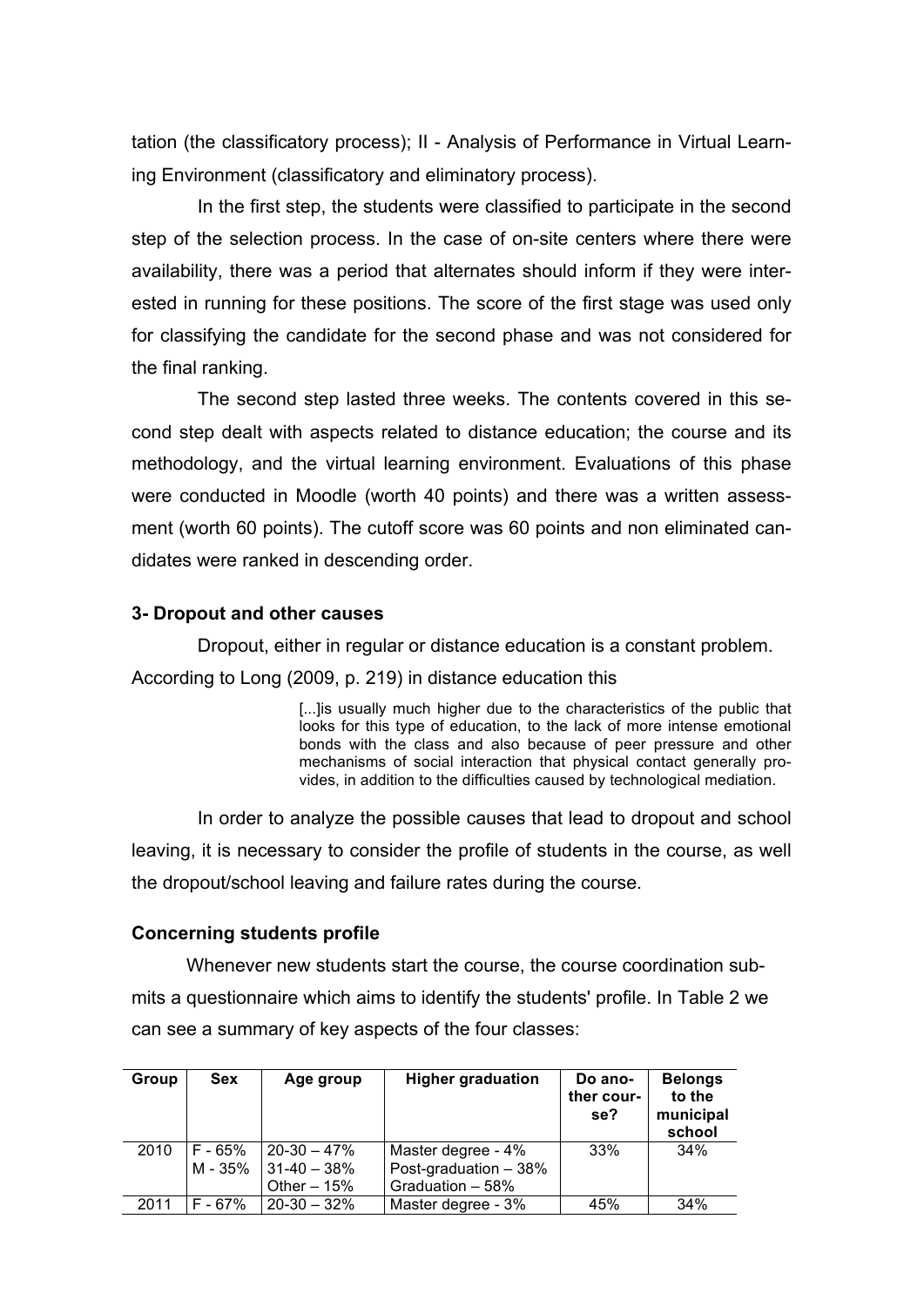tation (the classificatory process); II - Analysis of Performance in Virtual Learning Environment (classificatory and eliminatory process).

In the first step, the students were classified to participate in the second step of the selection process. In the case of on-site centers where there were availability, there was a period that alternates should inform if they were interested in running for these positions. The score of the first stage was used only for classifying the candidate for the second phase and was not considered for the final ranking.

The second step lasted three weeks. The contents covered in this second step dealt with aspects related to distance education; the course and its methodology, and the virtual learning environment. Evaluations of this phase were conducted in Moodle (worth 40 points) and there was a written assessment (worth 60 points). The cutoff score was 60 points and non eliminated candidates were ranked in descending order.

### 3- Dropout and other causes

Dropout, either in regular or distance education is a constant problem. According to Long (2009, p. 219) in distance education this

> [...]is usually much higher due to the characteristics of the public that looks for this type of education, to the lack of more intense emotional bonds with the class and also because of peer pressure and other mechanisms of social interaction that physical contact generally provides, in addition to the difficulties caused by technological mediation.

In order to analyze the possible causes that lead to dropout and school leaving, it is necessary to consider the profile of students in the course, as well the dropout/school leaving and failure rates during the course.

### Concerning students profile

Whenever new students start the course, the course coordination submits a questionnaire which aims to identify the students' profile. In Table 2 we can see a summary of key aspects of the four classes:

| Group | Sex | Age group | Higher graduation | Do another course? | Belongs to the municipal school |
|---|---|---|---|---|---|
| 2010 | F - 65%<br>M - 35% | 20-30 – 47%<br>31-40 – 38%<br>Other – 15% | Master degree - 4%<br>Post-graduation – 38%<br>Graduation – 58% | 33% | 34% |
| 2011 | F - 67% | 20-30 – 32% | Master degree - 3% | 45% | 34% |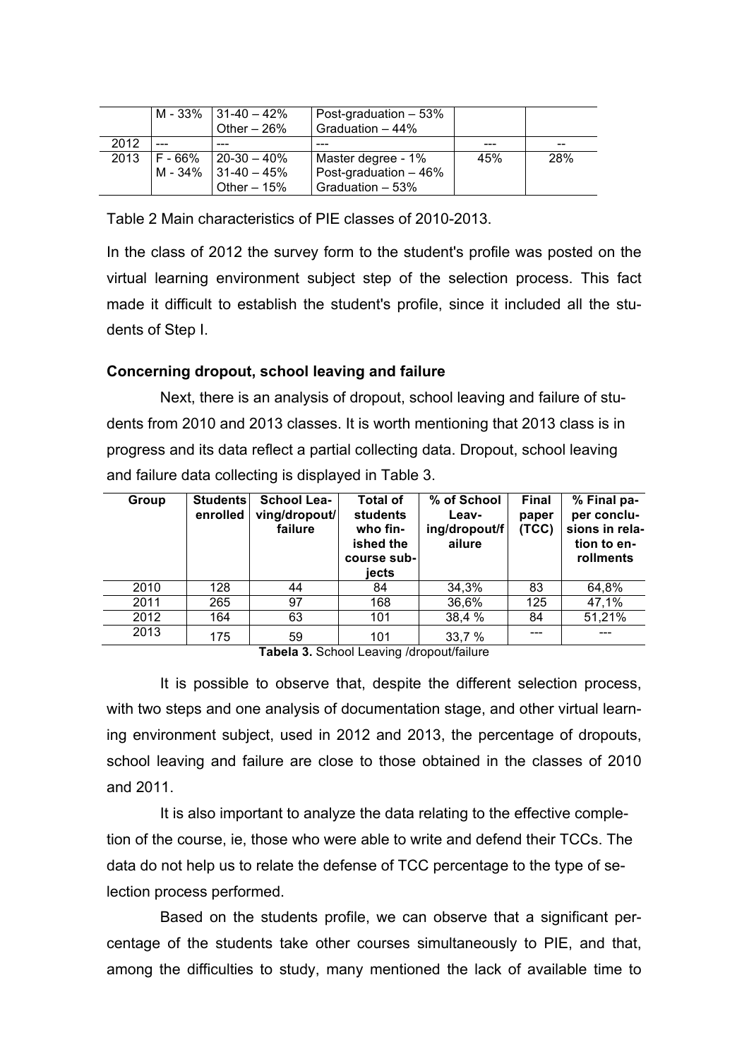| | M - 33% | 31-40 – 42%<br>Other – 26% | Post-graduation – 53%<br>Graduation – 44% | | |
|---|---|---|---|---|---|
| 2012 | --- | --- | --- | --- | -- |
| 2013 | F - 66%<br>M - 34% | 20-30 – 40%<br>31-40 – 45%<br>Other – 15% | Master degree - 1%<br>Post-graduation – 46%<br>Graduation – 53% | 45% | 28% |

Table 2 Main characteristics of PIE classes of 2010-2013.

In the class of 2012 the survey form to the student's profile was posted on the virtual learning environment subject step of the selection process. This fact made it difficult to establish the student's profile, since it included all the students of Step I.

**Concerning dropout, school leaving and failure**

Next, there is an analysis of dropout, school leaving and failure of students from 2010 and 2013 classes. It is worth mentioning that 2013 class is in progress and its data reflect a partial collecting data. Dropout, school leaving and failure data collecting is displayed in Table 3.

| Group | Students enrolled | School Leaving/dropout/ failure | Total of students who finished the course subjects | % of School Leaving/dropout/failure | Final paper (TCC) | % Final paper conclusions in relation to enrollments |
|---|---|---|---|---|---|---|
| 2010 | 128 | 44 | 84 | 34,3% | 83 | 64,8% |
| 2011 | 265 | 97 | 168 | 36,6% | 125 | 47,1% |
| 2012 | 164 | 63 | 101 | 38,4 % | 84 | 51,21% |
| 2013 | 175 | 59 | 101 | 33,7 % | --- | --- |

**Tabela 3.** School Leaving /dropout/failure

It is possible to observe that, despite the different selection process, with two steps and one analysis of documentation stage, and other virtual learning environment subject, used in 2012 and 2013, the percentage of dropouts, school leaving and failure are close to those obtained in the classes of 2010 and 2011.

It is also important to analyze the data relating to the effective completion of the course, ie, those who were able to write and defend their TCCs. The data do not help us to relate the defense of TCC percentage to the type of selection process performed.

Based on the students profile, we can observe that a significant percentage of the students take other courses simultaneously to PIE, and that, among the difficulties to study, many mentioned the lack of available time to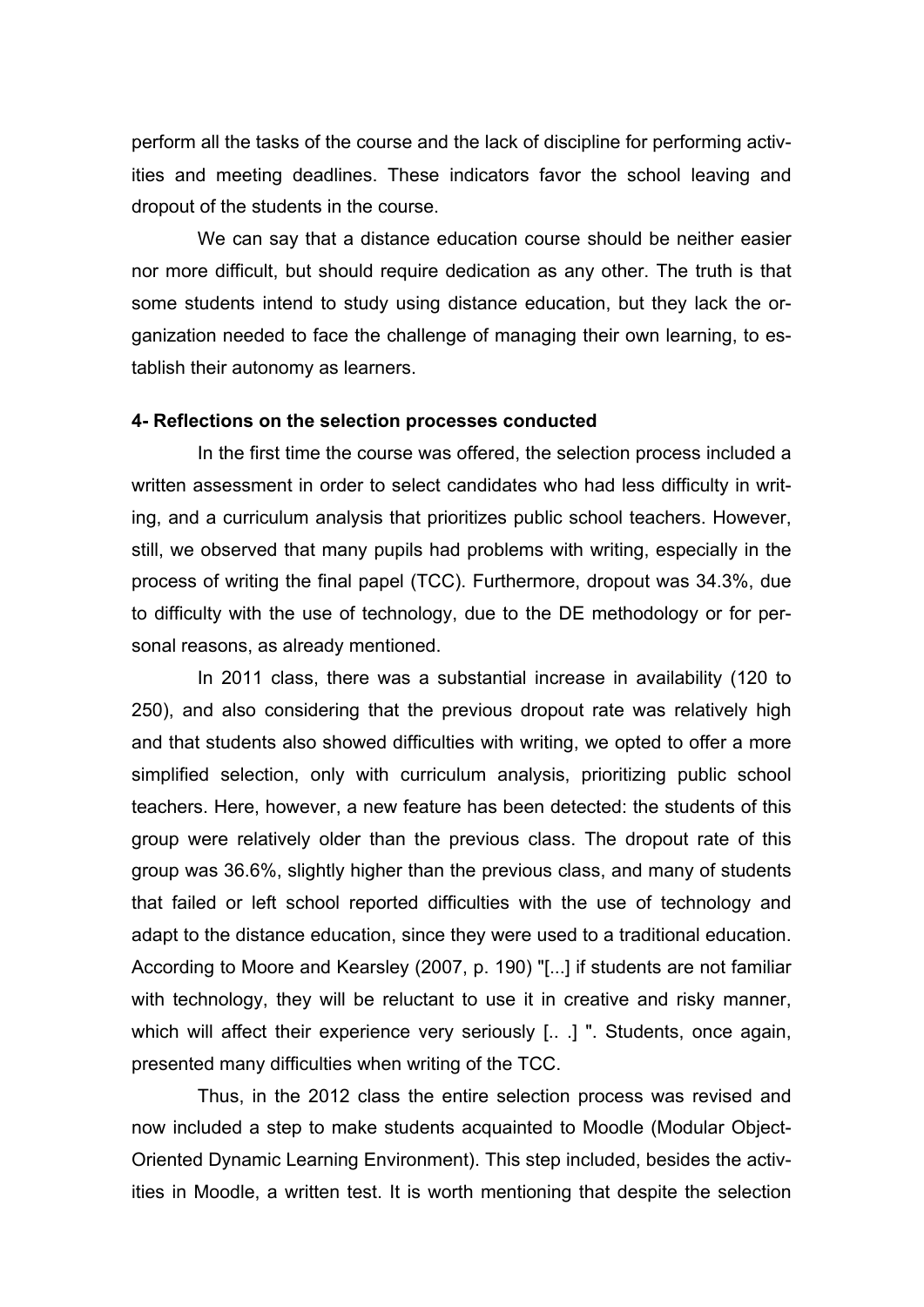perform all the tasks of the course and the lack of discipline for performing activities and meeting deadlines. These indicators favor the school leaving and dropout of the students in the course.

We can say that a distance education course should be neither easier nor more difficult, but should require dedication as any other. The truth is that some students intend to study using distance education, but they lack the organization needed to face the challenge of managing their own learning, to establish their autonomy as learners.

**4- Reflections on the selection processes conducted**

In the first time the course was offered, the selection process included a written assessment in order to select candidates who had less difficulty in writing, and a curriculum analysis that prioritizes public school teachers. However, still, we observed that many pupils had problems with writing, especially in the process of writing the final papel (TCC). Furthermore, dropout was 34.3%, due to difficulty with the use of technology, due to the DE methodology or for personal reasons, as already mentioned.

In 2011 class, there was a substantial increase in availability (120 to 250), and also considering that the previous dropout rate was relatively high and that students also showed difficulties with writing, we opted to offer a more simplified selection, only with curriculum analysis, prioritizing public school teachers. Here, however, a new feature has been detected: the students of this group were relatively older than the previous class. The dropout rate of this group was 36.6%, slightly higher than the previous class, and many of students that failed or left school reported difficulties with the use of technology and adapt to the distance education, since they were used to a traditional education. According to Moore and Kearsley (2007, p. 190) "[...] if students are not familiar with technology, they will be reluctant to use it in creative and risky manner, which will affect their experience very seriously [.. .] ". Students, once again, presented many difficulties when writing of the TCC.

Thus, in the 2012 class the entire selection process was revised and now included a step to make students acquainted to Moodle (Modular Object-Oriented Dynamic Learning Environment). This step included, besides the activities in Moodle, a written test. It is worth mentioning that despite the selection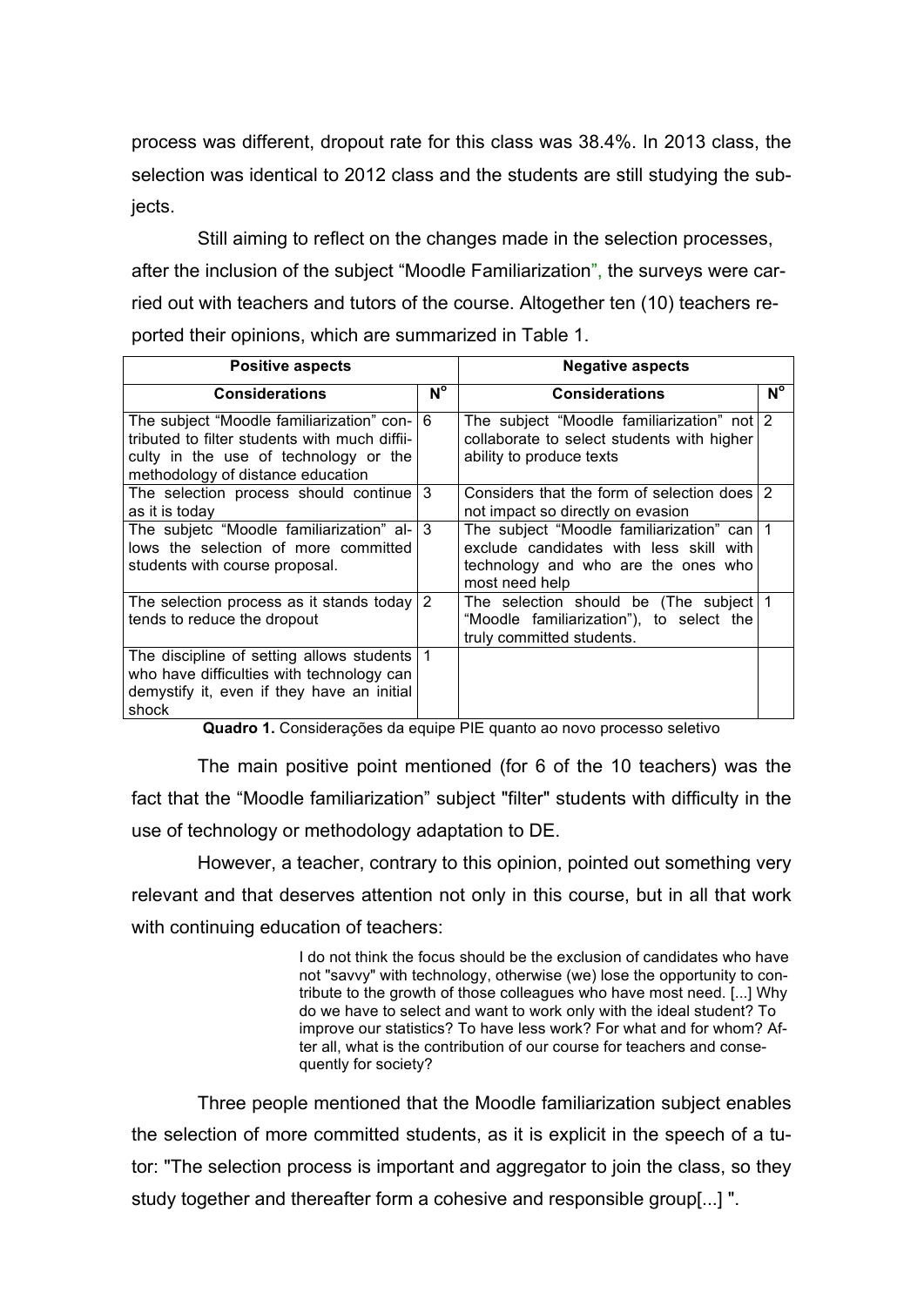process was different, dropout rate for this class was 38.4%. In 2013 class, the selection was identical to 2012 class and the students are still studying the subjects.

Still aiming to reflect on the changes made in the selection processes, after the inclusion of the subject "Moodle Familiarization", the surveys were carried out with teachers and tutors of the course. Altogether ten (10) teachers reported their opinions, which are summarized in Table 1.

| Positive aspects | | Negative aspects | |
|---|---|---|---|
| **Considerations** | **N°** | **Considerations** | **N°** |
| The subject "Moodle familiarization" contributed to filter students with much diffiiculty in the use of technology or the methodology of distance education | 6 | The subject "Moodle familiarization" not collaborate to select students with higher ability to produce texts | 2 |
| The selection process should continue as it is today | 3 | Considers that the form of selection does not impact so directly on evasion | 2 |
| The subjetc "Moodle familiarization" allows the selection of more committed students with course proposal. | 3 | The subject "Moodle familiarization" can exclude candidates with less skill with technology and who are the ones who most need help | 1 |
| The selection process as it stands today tends to reduce the dropout | 2 | The selection should be (The subject "Moodle familiarization"), to select the truly committed students. | 1 |
| The discipline of setting allows students who have difficulties with technology can demystify it, even if they have an initial shock | 1 | | |

**Quadro 1.** Considerações da equipe PIE quanto ao novo processo seletivo

The main positive point mentioned (for 6 of the 10 teachers) was the fact that the "Moodle familiarization" subject "filter" students with difficulty in the use of technology or methodology adaptation to DE.

However, a teacher, contrary to this opinion, pointed out something very relevant and that deserves attention not only in this course, but in all that work with continuing education of teachers:

> I do not think the focus should be the exclusion of candidates who have not "savvy" with technology, otherwise (we) lose the opportunity to contribute to the growth of those colleagues who have most need. [...] Why do we have to select and want to work only with the ideal student? To improve our statistics? To have less work? For what and for whom? After all, what is the contribution of our course for teachers and consequently for society?

Three people mentioned that the Moodle familiarization subject enables the selection of more committed students, as it is explicit in the speech of a tutor: "The selection process is important and aggregator to join the class, so they study together and thereafter form a cohesive and responsible group[...] ".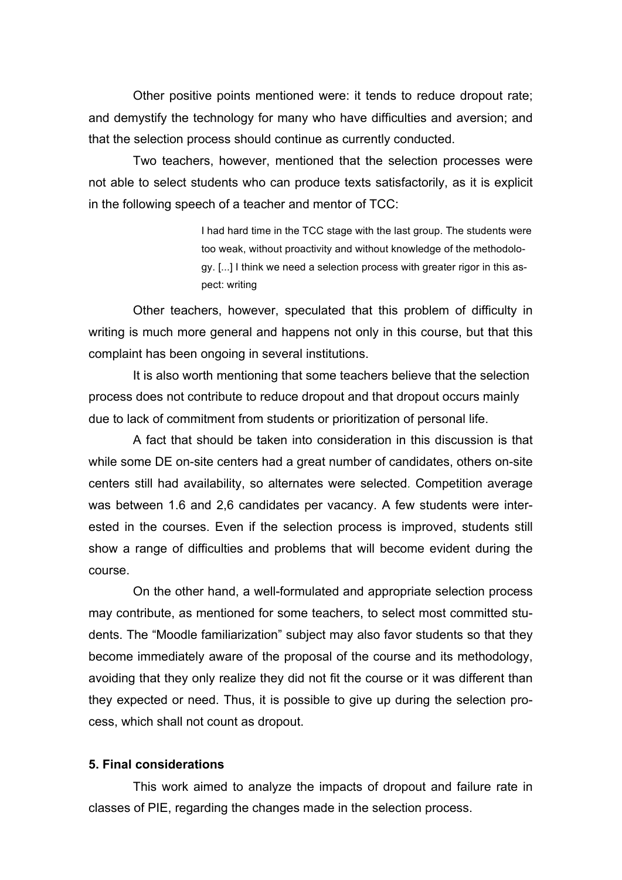Other positive points mentioned were: it tends to reduce dropout rate; and demystify the technology for many who have difficulties and aversion; and that the selection process should continue as currently conducted.

Two teachers, however, mentioned that the selection processes were not able to select students who can produce texts satisfactorily, as it is explicit in the following speech of a teacher and mentor of TCC:

> I had hard time in the TCC stage with the last group. The students were too weak, without proactivity and without knowledge of the methodology. [...] I think we need a selection process with greater rigor in this aspect: writing

Other teachers, however, speculated that this problem of difficulty in writing is much more general and happens not only in this course, but that this complaint has been ongoing in several institutions.

It is also worth mentioning that some teachers believe that the selection process does not contribute to reduce dropout and that dropout occurs mainly due to lack of commitment from students or prioritization of personal life.

A fact that should be taken into consideration in this discussion is that while some DE on-site centers had a great number of candidates, others on-site centers still had availability, so alternates were selected. Competition average was between 1.6 and 2,6 candidates per vacancy. A few students were interested in the courses. Even if the selection process is improved, students still show a range of difficulties and problems that will become evident during the course.

On the other hand, a well-formulated and appropriate selection process may contribute, as mentioned for some teachers, to select most committed students. The "Moodle familiarization" subject may also favor students so that they become immediately aware of the proposal of the course and its methodology, avoiding that they only realize they did not fit the course or it was different than they expected or need. Thus, it is possible to give up during the selection process, which shall not count as dropout.

## 5. Final considerations

This work aimed to analyze the impacts of dropout and failure rate in classes of PIE, regarding the changes made in the selection process.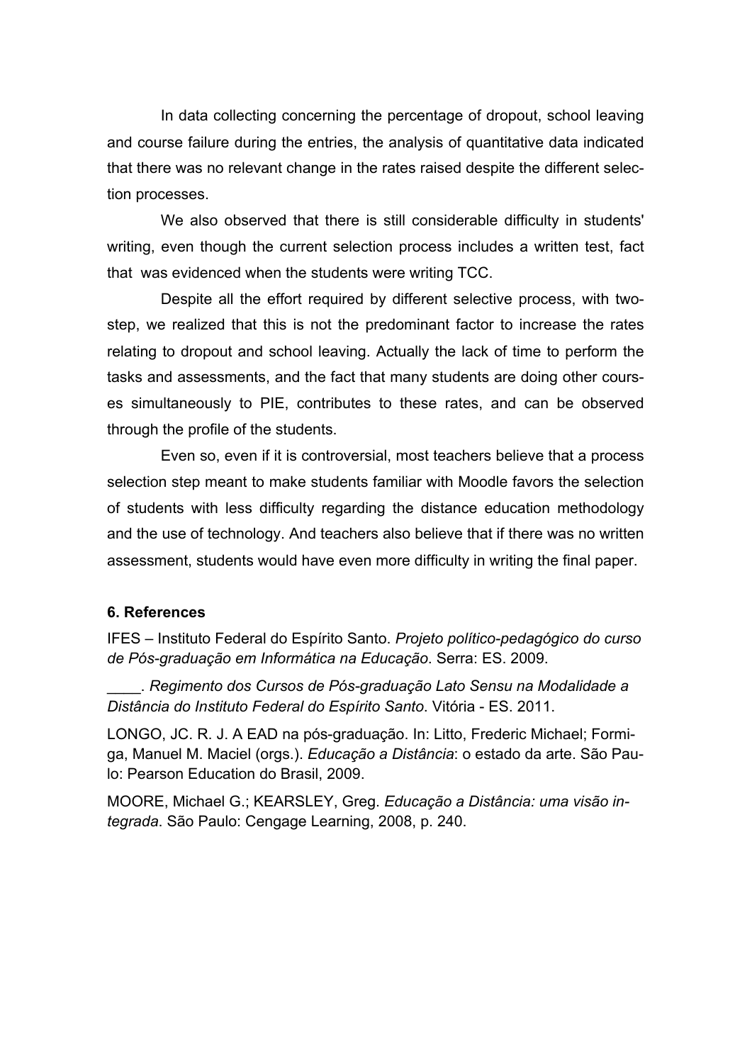In data collecting concerning the percentage of dropout, school leaving and course failure during the entries, the analysis of quantitative data indicated that there was no relevant change in the rates raised despite the different selection processes.

We also observed that there is still considerable difficulty in students' writing, even though the current selection process includes a written test, fact that was evidenced when the students were writing TCC.

Despite all the effort required by different selective process, with two-step, we realized that this is not the predominant factor to increase the rates relating to dropout and school leaving. Actually the lack of time to perform the tasks and assessments, and the fact that many students are doing other courses simultaneously to PIE, contributes to these rates, and can be observed through the profile of the students.

Even so, even if it is controversial, most teachers believe that a process selection step meant to make students familiar with Moodle favors the selection of students with less difficulty regarding the distance education methodology and the use of technology. And teachers also believe that if there was no written assessment, students would have even more difficulty in writing the final paper.

## 6. References

IFES – Instituto Federal do Espírito Santo. *Projeto político-pedagógico do curso de Pós-graduação em Informática na Educação*. Serra: ES. 2009.

____. *Regimento dos Cursos de Pós-graduação Lato Sensu na Modalidade a Distância do Instituto Federal do Espírito Santo*. Vitória - ES. 2011.

LONGO, JC. R. J. A EAD na pós-graduação. In: Litto, Frederic Michael; Formiga, Manuel M. Maciel (orgs.). *Educação a Distância*: o estado da arte. São Paulo: Pearson Education do Brasil, 2009.

MOORE, Michael G.; KEARSLEY, Greg. *Educação a Distância: uma visão integrada*. São Paulo: Cengage Learning, 2008, p. 240.